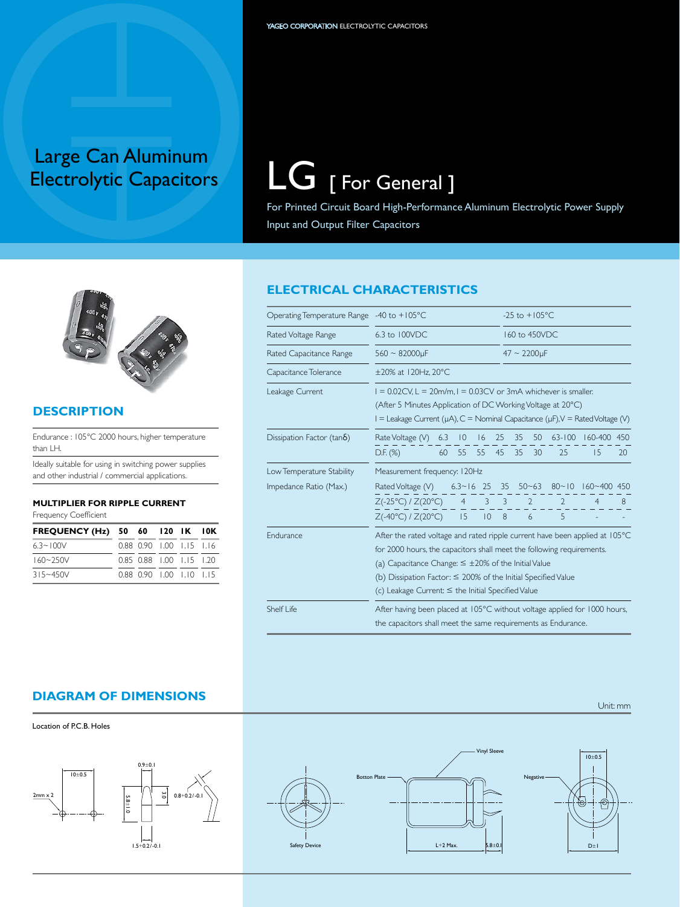YAGEO CORPORATION ELECTROLYTIC CAPACITORS

# Large Can Aluminum Electrolytic Capacitors

# LG [ For General ]

For Printed Circuit Board High-Performance Aluminum Electrolytic Power Supply Input and Output Filter Capacitors

## DESCRIPTION

Endurance : 105°C 2000 hours, higher temperature than LH.

Ideally suitable for using in switching power supplies and other industrial / commercial applications.

### MULTIPLIER FOR RIPPLE CURRENT

Frequency Coefficient

| FREQUENCY (Hz) | 50 | 60 | 120 | 1K | 10K |
|---|---|---|---|---|---|
| 6.3~100V | 0.88 | 0.90 | 1.00 | 1.15 | 1.16 |
| 160~250V | 0.85 | 0.88 | 1.00 | 1.15 | 1.20 |
| 315~450V | 0.88 | 0.90 | 1.00 | 1.10 | 1.15 |

## ELECTRICAL CHARACTERISTICS

| | | |
|---|---|---|
| Operating Temperature Range | -40 to +105°C | -25 to +105°C |
| Rated Voltage Range | 6.3 to 100VDC | 160 to 450VDC |
| Rated Capacitance Range | 560 ~ 82000μF | 47 ~ 2200μF |
| Capacitance Tolerance | ±20% at 120Hz, 20°C | |
| Leakage Current | I = 0.02CV, L = 20m/m, I = 0.03CV or 3mA whichever is smaller. (After 5 Minutes Application of DC Working Voltage at 20°C) I = Leakage Current (μA), C = Nominal Capacitance (μF), V = Rated Voltage (V) | |

Dissipation Factor (tanδ)

| Rate Voltage (V) | 6.3 | 10 | 16 | 25 | 35 | 50 | 63-100 | 160-400 | 450 |
|---|---|---|---|---|---|---|---|---|---|
| D.F. (%) | 60 | 55 | 55 | 45 | 35 | 30 | 25 | 15 | 20 |

Low Temperature Stability Impedance Ratio (Max.)

Measurement frequency: 120Hz

| Rated Voltage (V) | 6.3~16 | 25 | 35 | 50~63 | 80~10 | 160~400 | 450 |
|---|---|---|---|---|---|---|---|
| Z(-25°C) / Z(20°C) | 4 | 3 | 3 | 2 | 2 | 4 | 8 |
| Z(-40°C) / Z(20°C) | 15 | 10 | 8 | 6 | 5 | - | - |

**Endurance**

After the rated voltage and rated ripple current have been applied at 105°C for 2000 hours, the capacitors shall meet the following requirements.

(a) Capacitance Change: ≤ ±20% of the Initial Value

(b) Dissipation Factor: ≤ 200% of the Initial Specified Value

(c) Leakage Current: ≤ the Initial Specified Value

**Shelf Life**

After having been placed at 105°C without voltage applied for 1000 hours, the capacitors shall meet the same requirements as Endurance.

## DIAGRAM OF DIMENSIONS

Unit: mm

Location of P.C.B. Holes

10±0.5, 2mm x 2, 0.9±0.1, 5.8±0.1, 3.0, 0.8+0.2/-0.1, 1.5+0.2/-0.1

Vinyl Sleeve, Botton Plate, Safety Device, L+2 Max., 5.8±0.1, Negative, 10±0.5, D±1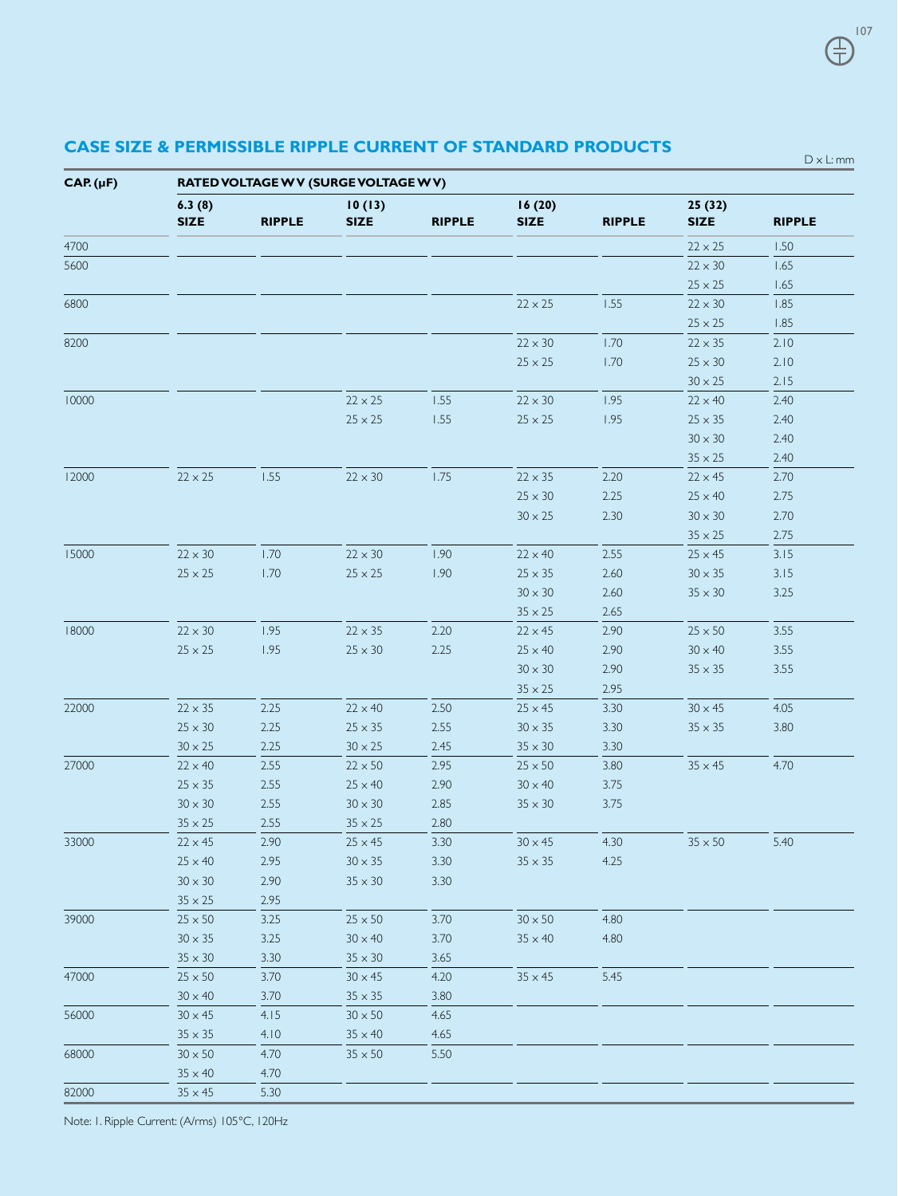## CASE SIZE & PERMISSIBLE RIPPLE CURRENT OF STANDARD PRODUCTS

D x L: mm

| CAP. (μF) | RATED VOLTAGE WV (SURGE VOLTAGE WV) | | | | | | | |
|---|---|---|---|---|---|---|---|---|
| | 6.3 (8) | | 10 (13) | | 16 (20) | | 25 (32) | |
| | SIZE | RIPPLE | SIZE | RIPPLE | SIZE | RIPPLE | SIZE | RIPPLE |
| 4700 | | | | | | | 22 x 25 | 1.50 |
| 5600 | | | | | | | 22 x 30 | 1.65 |
| | | | | | | | 25 x 25 | 1.65 |
| 6800 | | | | | 22 x 25 | 1.55 | 22 x 30 | 1.85 |
| | | | | | | | 25 x 25 | 1.85 |
| 8200 | | | | | 22 x 30 | 1.70 | 22 x 35 | 2.10 |
| | | | | | 25 x 25 | 1.70 | 25 x 30 | 2.10 |
| | | | | | | | 30 x 25 | 2.15 |
| 10000 | | | 22 x 25 | 1.55 | 22 x 30 | 1.95 | 22 x 40 | 2.40 |
| | | | 25 x 25 | 1.55 | 25 x 25 | 1.95 | 25 x 35 | 2.40 |
| | | | | | | | 30 x 30 | 2.40 |
| | | | | | | | 35 x 25 | 2.40 |
| 12000 | 22 x 25 | 1.55 | 22 x 30 | 1.75 | 22 x 35 | 2.20 | 22 x 45 | 2.70 |
| | | | | | 25 x 30 | 2.25 | 25 x 40 | 2.75 |
| | | | | | 30 x 25 | 2.30 | 30 x 30 | 2.70 |
| | | | | | | | 35 x 25 | 2.75 |
| 15000 | 22 x 30 | 1.70 | 22 x 30 | 1.90 | 22 x 40 | 2.55 | 25 x 45 | 3.15 |
| | 25 x 25 | 1.70 | 25 x 25 | 1.90 | 25 x 35 | 2.60 | 30 x 35 | 3.15 |
| | | | | | 30 x 30 | 2.60 | 35 x 30 | 3.25 |
| | | | | | 35 x 25 | 2.65 | | |
| 18000 | 22 x 30 | 1.95 | 22 x 35 | 2.20 | 22 x 45 | 2.90 | 25 x 50 | 3.55 |
| | 25 x 25 | 1.95 | 25 x 30 | 2.25 | 25 x 40 | 2.90 | 30 x 40 | 3.55 |
| | | | | | 30 x 30 | 2.90 | 35 x 35 | 3.55 |
| | | | | | 35 x 25 | 2.95 | | |
| 22000 | 22 x 35 | 2.25 | 22 x 40 | 2.50 | 25 x 45 | 3.30 | 30 x 45 | 4.05 |
| | 25 x 30 | 2.25 | 25 x 35 | 2.55 | 30 x 35 | 3.30 | 35 x 35 | 3.80 |
| | 30 x 25 | 2.25 | 30 x 25 | 2.45 | 35 x 30 | 3.30 | | |
| 27000 | 22 x 40 | 2.55 | 22 x 50 | 2.95 | 25 x 50 | 3.80 | 35 x 45 | 4.70 |
| | 25 x 35 | 2.55 | 25 x 40 | 2.90 | 30 x 40 | 3.75 | | |
| | 30 x 30 | 2.55 | 30 x 30 | 2.85 | 35 x 30 | 3.75 | | |
| | 35 x 25 | 2.55 | 35 x 25 | 2.80 | | | | |
| 33000 | 22 x 45 | 2.90 | 25 x 45 | 3.30 | 30 x 45 | 4.30 | 35 x 50 | 5.40 |
| | 25 x 40 | 2.95 | 30 x 35 | 3.30 | 35 x 35 | 4.25 | | |
| | 30 x 30 | 2.90 | 35 x 30 | 3.30 | | | | |
| | 35 x 25 | 2.95 | | | | | | |
| 39000 | 25 x 50 | 3.25 | 25 x 50 | 3.70 | 30 x 50 | 4.80 | | |
| | 30 x 35 | 3.25 | 30 x 40 | 3.70 | 35 x 40 | 4.80 | | |
| | 35 x 30 | 3.30 | 35 x 30 | 3.65 | | | | |
| 47000 | 25 x 50 | 3.70 | 30 x 45 | 4.20 | 35 x 45 | 5.45 | | |
| | 30 x 40 | 3.70 | 35 x 35 | 3.80 | | | | |
| 56000 | 30 x 45 | 4.15 | 30 x 50 | 4.65 | | | | |
| | 35 x 35 | 4.10 | 35 x 40 | 4.65 | | | | |
| 68000 | 30 x 50 | 4.70 | 35 x 50 | 5.50 | | | | |
| | 35 x 40 | 4.70 | | | | | | |
| 82000 | 35 x 45 | 5.30 | | | | | | |

Note: 1. Ripple Current: (A/rms) 105°C, 120Hz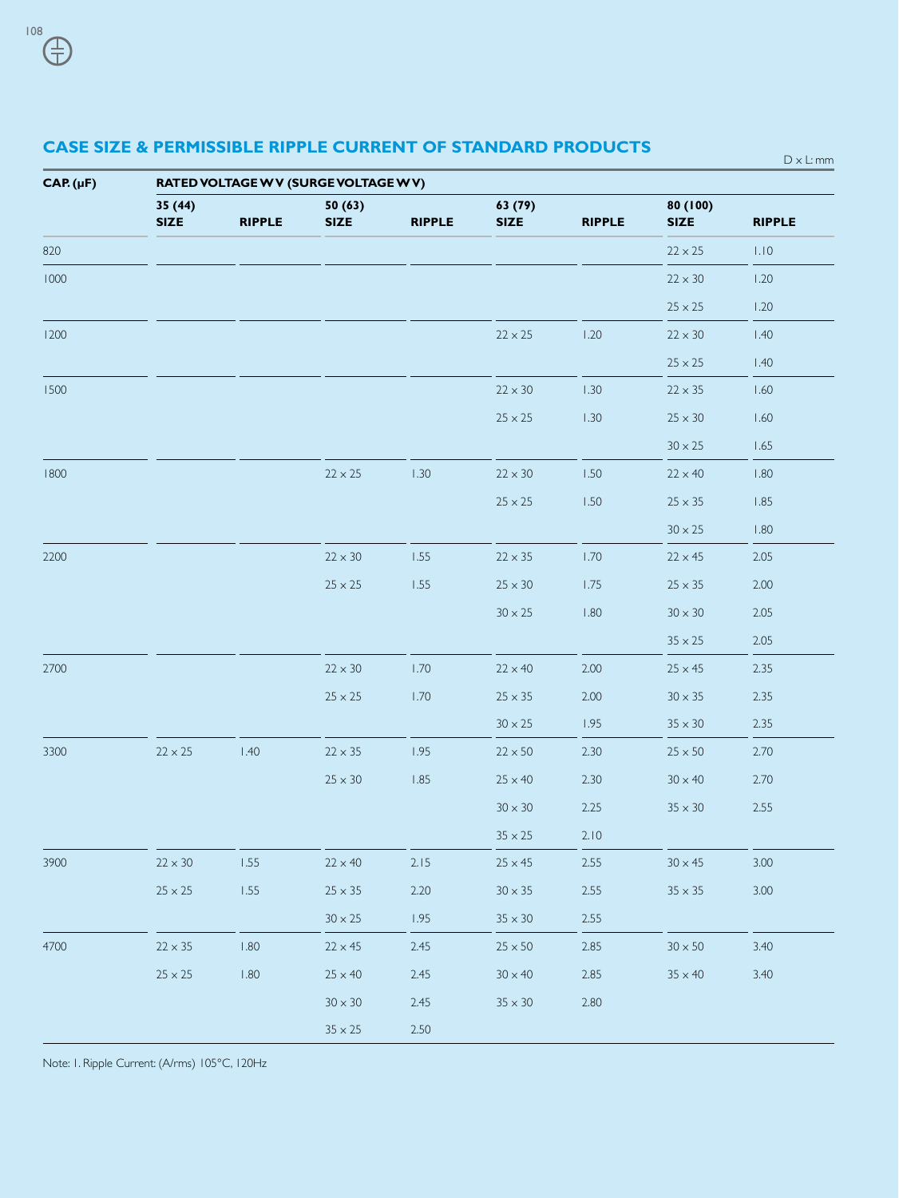## CASE SIZE & PERMISSIBLE RIPPLE CURRENT OF STANDARD PRODUCTS

D × L: mm

| CAP. (μF) | RATED VOLTAGE W V (SURGE VOLTAGE W V) | | | | | | | |
|---|---|---|---|---|---|---|---|---|
| | 35 (44) SIZE | RIPPLE | 50 (63) SIZE | RIPPLE | 63 (79) SIZE | RIPPLE | 80 (100) SIZE | RIPPLE |
| 820 | | | | | | | 22 × 25 | 1.10 |
| 1000 | | | | | | | 22 × 30 | 1.20 |
| | | | | | | | 25 × 25 | 1.20 |
| 1200 | | | | | 22 × 25 | 1.20 | 22 × 30 | 1.40 |
| | | | | | | | 25 × 25 | 1.40 |
| 1500 | | | | | 22 × 30 | 1.30 | 22 × 35 | 1.60 |
| | | | | | 25 × 25 | 1.30 | 25 × 30 | 1.60 |
| | | | | | | | 30 × 25 | 1.65 |
| 1800 | | | 22 × 25 | 1.30 | 22 × 30 | 1.50 | 22 × 40 | 1.80 |
| | | | | | 25 × 25 | 1.50 | 25 × 35 | 1.85 |
| | | | | | | | 30 × 25 | 1.80 |
| 2200 | | | 22 × 30 | 1.55 | 22 × 35 | 1.70 | 22 × 45 | 2.05 |
| | | | 25 × 25 | 1.55 | 25 × 30 | 1.75 | 25 × 35 | 2.00 |
| | | | | | 30 × 25 | 1.80 | 30 × 30 | 2.05 |
| | | | | | | | 35 × 25 | 2.05 |
| 2700 | | | 22 × 30 | 1.70 | 22 × 40 | 2.00 | 25 × 45 | 2.35 |
| | | | 25 × 25 | 1.70 | 25 × 35 | 2.00 | 30 × 35 | 2.35 |
| | | | | | 30 × 25 | 1.95 | 35 × 30 | 2.35 |
| 3300 | 22 × 25 | 1.40 | 22 × 35 | 1.95 | 22 × 50 | 2.30 | 25 × 50 | 2.70 |
| | | | 25 × 30 | 1.85 | 25 × 40 | 2.30 | 30 × 40 | 2.70 |
| | | | | | 30 × 30 | 2.25 | 35 × 30 | 2.55 |
| | | | | | 35 × 25 | 2.10 | | |
| 3900 | 22 × 30 | 1.55 | 22 × 40 | 2.15 | 25 × 45 | 2.55 | 30 × 45 | 3.00 |
| | 25 × 25 | 1.55 | 25 × 35 | 2.20 | 30 × 35 | 2.55 | 35 × 35 | 3.00 |
| | | | 30 × 25 | 1.95 | 35 × 30 | 2.55 | | |
| 4700 | 22 × 35 | 1.80 | 22 × 45 | 2.45 | 25 × 50 | 2.85 | 30 × 50 | 3.40 |
| | 25 × 25 | 1.80 | 25 × 40 | 2.45 | 30 × 40 | 2.85 | 35 × 40 | 3.40 |
| | | | 30 × 30 | 2.45 | 35 × 30 | 2.80 | | |
| | | | 35 × 25 | 2.50 | | | | |

Note: 1. Ripple Current: (A/rms) 105°C, 120Hz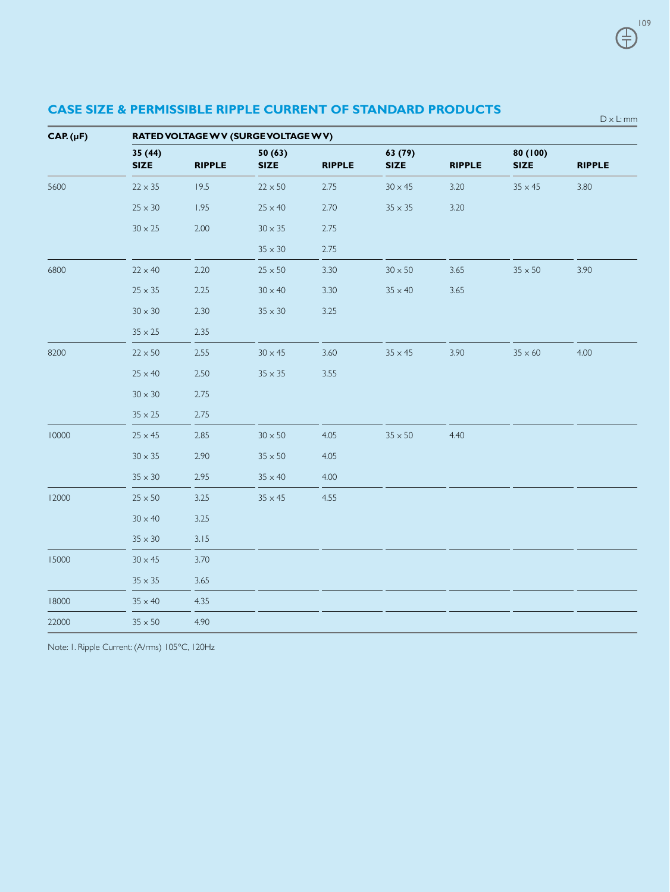## CASE SIZE & PERMISSIBLE RIPPLE CURRENT OF STANDARD PRODUCTS

D x L: mm

| CAP. (μF) | RATED VOLTAGE W V (SURGE VOLTAGE W V) | | | | | | | |
|---|---|---|---|---|---|---|---|---|
| | 35 (44) | | 50 (63) | | 63 (79) | | 80 (100) | |
| | SIZE | RIPPLE | SIZE | RIPPLE | SIZE | RIPPLE | SIZE | RIPPLE |
| 5600 | 22 x 35 | 19.5 | 22 x 50 | 2.75 | 30 x 45 | 3.20 | 35 x 45 | 3.80 |
| | 25 x 30 | 1.95 | 25 x 40 | 2.70 | 35 x 35 | 3.20 | | |
| | 30 x 25 | 2.00 | 30 x 35 | 2.75 | | | | |
| | | | 35 x 30 | 2.75 | | | | |
| 6800 | 22 x 40 | 2.20 | 25 x 50 | 3.30 | 30 x 50 | 3.65 | 35 x 50 | 3.90 |
| | 25 x 35 | 2.25 | 30 x 40 | 3.30 | 35 x 40 | 3.65 | | |
| | 30 x 30 | 2.30 | 35 x 30 | 3.25 | | | | |
| | 35 x 25 | 2.35 | | | | | | |
| 8200 | 22 x 50 | 2.55 | 30 x 45 | 3.60 | 35 x 45 | 3.90 | 35 x 60 | 4.00 |
| | 25 x 40 | 2.50 | 35 x 35 | 3.55 | | | | |
| | 30 x 30 | 2.75 | | | | | | |
| | 35 x 25 | 2.75 | | | | | | |
| 10000 | 25 x 45 | 2.85 | 30 x 50 | 4.05 | 35 x 50 | 4.40 | | |
| | 30 x 35 | 2.90 | 35 x 50 | 4.05 | | | | |
| | 35 x 30 | 2.95 | 35 x 40 | 4.00 | | | | |
| 12000 | 25 x 50 | 3.25 | 35 x 45 | 4.55 | | | | |
| | 30 x 40 | 3.25 | | | | | | |
| | 35 x 30 | 3.15 | | | | | | |
| 15000 | 30 x 45 | 3.70 | | | | | | |
| | 35 x 35 | 3.65 | | | | | | |
| 18000 | 35 x 40 | 4.35 | | | | | | |
| 22000 | 35 x 50 | 4.90 | | | | | | |

Note: 1. Ripple Current: (A/rms) 105°C, 120Hz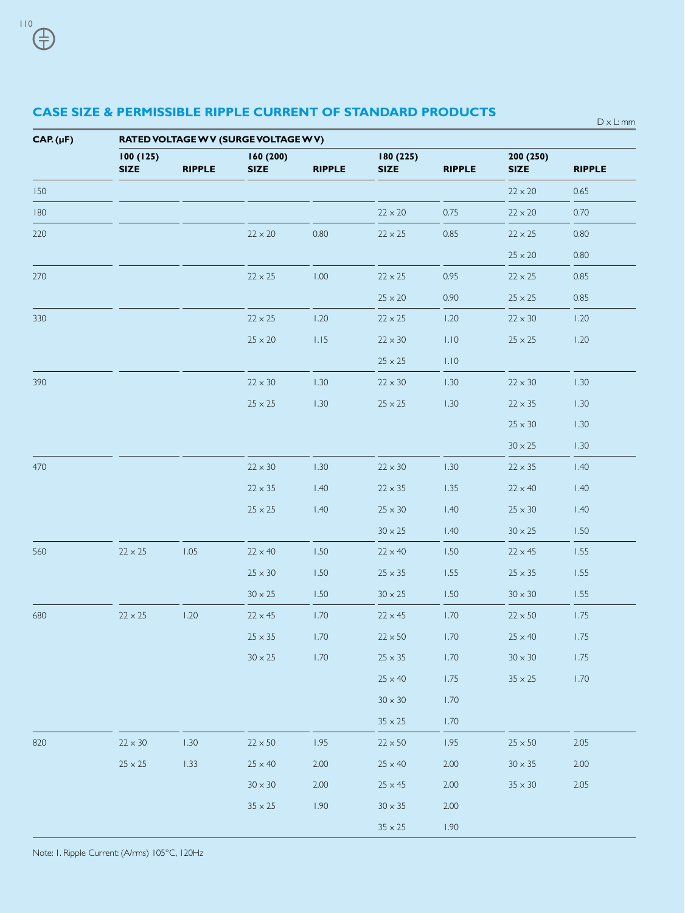## CASE SIZE & PERMISSIBLE RIPPLE CURRENT OF STANDARD PRODUCTS

D x L: mm

| CAP. (µF) | RATED VOLTAGE W V (SURGE VOLTAGE W V) | | | | | | | |
|---|---|---|---|---|---|---|---|---|
| | 100 (125) | | 160 (200) | | 180 (225) | | 200 (250) | |
| | SIZE | RIPPLE | SIZE | RIPPLE | SIZE | RIPPLE | SIZE | RIPPLE |
| 150 | | | | | | | 22 x 20 | 0.65 |
| 180 | | | | | 22 x 20 | 0.75 | 22 x 20 | 0.70 |
| 220 | | | 22 x 20 | 0.80 | 22 x 25 | 0.85 | 22 x 25 | 0.80 |
| | | | | | | | 25 x 20 | 0.80 |
| 270 | | | 22 x 25 | 1.00 | 22 x 25 | 0.95 | 22 x 25 | 0.85 |
| | | | | | 25 x 20 | 0.90 | 25 x 25 | 0.85 |
| 330 | | | 22 x 25 | 1.20 | 22 x 25 | 1.20 | 22 x 30 | 1.20 |
| | | | 25 x 20 | 1.15 | 22 x 30 | 1.10 | 25 x 25 | 1.20 |
| | | | | | 25 x 25 | 1.10 | | |
| 390 | | | 22 x 30 | 1.30 | 22 x 30 | 1.30 | 22 x 30 | 1.30 |
| | | | 25 x 25 | 1.30 | 25 x 25 | 1.30 | 22 x 35 | 1.30 |
| | | | | | | | 25 x 30 | 1.30 |
| | | | | | | | 30 x 25 | 1.30 |
| 470 | | | 22 x 30 | 1.30 | 22 x 30 | 1.30 | 22 x 35 | 1.40 |
| | | | 22 x 35 | 1.40 | 22 x 35 | 1.35 | 22 x 40 | 1.40 |
| | | | 25 x 25 | 1.40 | 25 x 30 | 1.40 | 25 x 30 | 1.40 |
| | | | | | 30 x 25 | 1.40 | 30 x 25 | 1.50 |
| 560 | 22 x 25 | 1.05 | 22 x 40 | 1.50 | 22 x 40 | 1.50 | 22 x 45 | 1.55 |
| | | | 25 x 30 | 1.50 | 25 x 35 | 1.55 | 25 x 35 | 1.55 |
| | | | 30 x 25 | 1.50 | 30 x 25 | 1.50 | 30 x 30 | 1.55 |
| 680 | 22 x 25 | 1.20 | 22 x 45 | 1.70 | 22 x 45 | 1.70 | 22 x 50 | 1.75 |
| | | | 25 x 35 | 1.70 | 22 x 50 | 1.70 | 25 x 40 | 1.75 |
| | | | 30 x 25 | 1.70 | 25 x 35 | 1.70 | 30 x 30 | 1.75 |
| | | | | | 25 x 40 | 1.75 | 35 x 25 | 1.70 |
| | | | | | 30 x 30 | 1.70 | | |
| | | | | | 35 x 25 | 1.70 | | |
| 820 | 22 x 30 | 1.30 | 22 x 50 | 1.95 | 22 x 50 | 1.95 | 25 x 50 | 2.05 |
| | 25 x 25 | 1.33 | 25 x 40 | 2.00 | 25 x 40 | 2.00 | 30 x 35 | 2.00 |
| | | | 30 x 30 | 2.00 | 25 x 45 | 2.00 | 35 x 30 | 2.05 |
| | | | 35 x 25 | 1.90 | 30 x 35 | 2.00 | | |
| | | | | | 35 x 25 | 1.90 | | |

Note: 1. Ripple Current: (A/rms) 105°C, 120Hz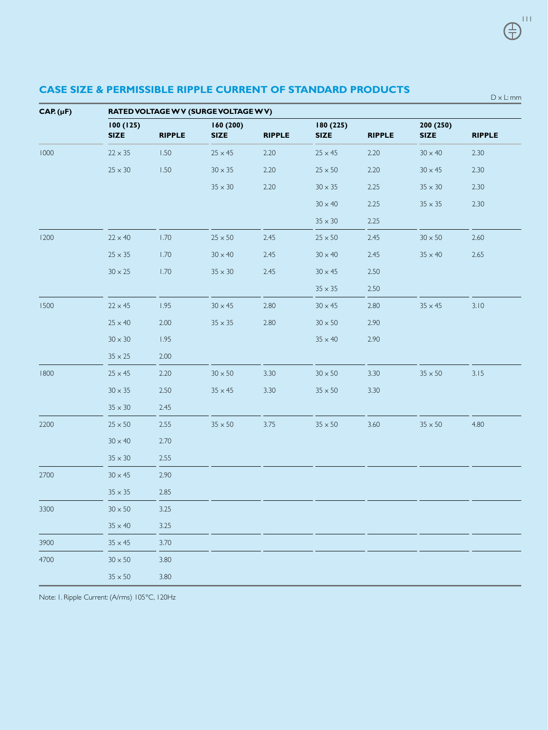## CASE SIZE & PERMISSIBLE RIPPLE CURRENT OF STANDARD PRODUCTS

D x L: mm

| CAP. (μF) | RATED VOLTAGE W V (SURGE VOLTAGE W V) | | | | | | | |
|---|---|---|---|---|---|---|---|---|
| | 100 (125) | | 160 (200) | | 180 (225) | | 200 (250) | |
| | SIZE | RIPPLE | SIZE | RIPPLE | SIZE | RIPPLE | SIZE | RIPPLE |
| 1000 | 22 x 35 | 1.50 | 25 x 45 | 2.20 | 25 x 45 | 2.20 | 30 x 40 | 2.30 |
| | 25 x 30 | 1.50 | 30 x 35 | 2.20 | 25 x 50 | 2.20 | 30 x 45 | 2.30 |
| | | | 35 x 30 | 2.20 | 30 x 35 | 2.25 | 35 x 30 | 2.30 |
| | | | | | 30 x 40 | 2.25 | 35 x 35 | 2.30 |
| | | | | | 35 x 30 | 2.25 | | |
| 1200 | 22 x 40 | 1.70 | 25 x 50 | 2.45 | 25 x 50 | 2.45 | 30 x 50 | 2.60 |
| | 25 x 35 | 1.70 | 30 x 40 | 2.45 | 30 x 40 | 2.45 | 35 x 40 | 2.65 |
| | 30 x 25 | 1.70 | 35 x 30 | 2.45 | 30 x 45 | 2.50 | | |
| | | | | | 35 x 35 | 2.50 | | |
| 1500 | 22 x 45 | 1.95 | 30 x 45 | 2.80 | 30 x 45 | 2.80 | 35 x 45 | 3.10 |
| | 25 x 40 | 2.00 | 35 x 35 | 2.80 | 30 x 50 | 2.90 | | |
| | 30 x 30 | 1.95 | | | 35 x 40 | 2.90 | | |
| | 35 x 25 | 2.00 | | | | | | |
| 1800 | 25 x 45 | 2.20 | 30 x 50 | 3.30 | 30 x 50 | 3.30 | 35 x 50 | 3.15 |
| | 30 x 35 | 2.50 | 35 x 45 | 3.30 | 35 x 50 | 3.30 | | |
| | 35 x 30 | 2.45 | | | | | | |
| 2200 | 25 x 50 | 2.55 | 35 x 50 | 3.75 | 35 x 50 | 3.60 | 35 x 50 | 4.80 |
| | 30 x 40 | 2.70 | | | | | | |
| | 35 x 30 | 2.55 | | | | | | |
| 2700 | 30 x 45 | 2.90 | | | | | | |
| | 35 x 35 | 2.85 | | | | | | |
| 3300 | 30 x 50 | 3.25 | | | | | | |
| | 35 x 40 | 3.25 | | | | | | |
| 3900 | 35 x 45 | 3.70 | | | | | | |
| 4700 | 30 x 50 | 3.80 | | | | | | |
| | 35 x 50 | 3.80 | | | | | | |

Note: 1. Ripple Current: (A/rms) 105°C, 120Hz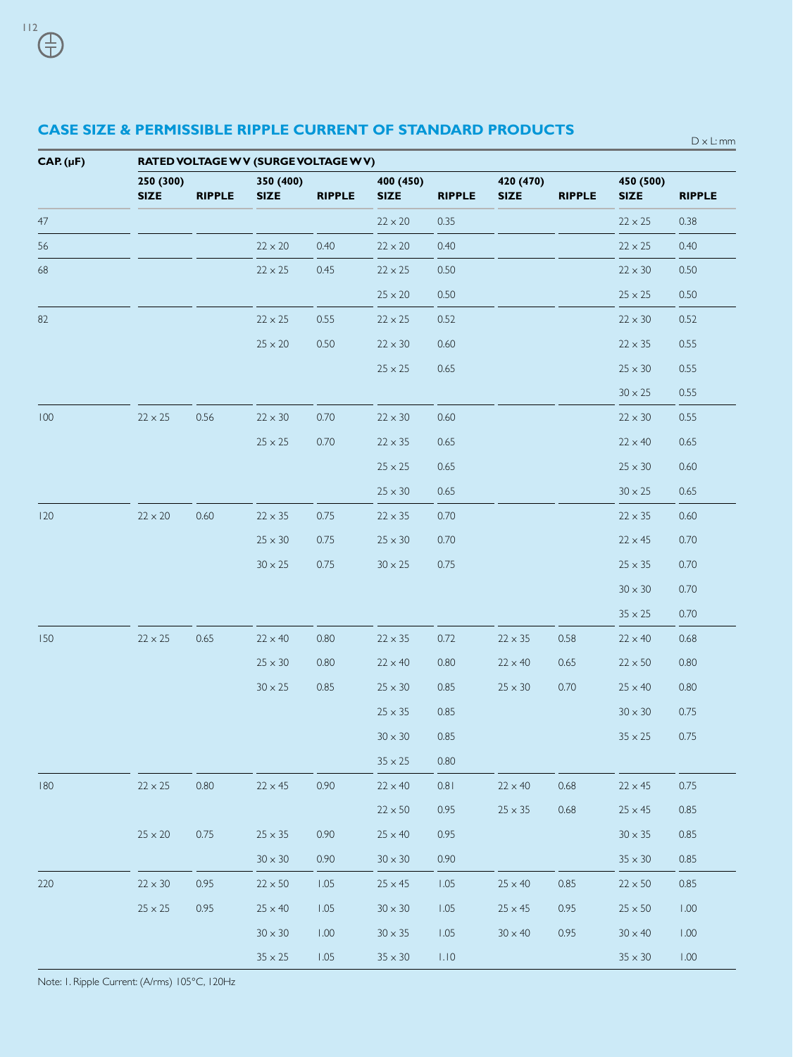## CASE SIZE & PERMISSIBLE RIPPLE CURRENT OF STANDARD PRODUCTS

D x L: mm

| CAP. (μF) | RATED VOLTAGE W V (SURGE VOLTAGE W V) | | | | | | | | | |
|---|---|---|---|---|---|---|---|---|---|---|
| | 250 (300) | | 350 (400) | | 400 (450) | | 420 (470) | | 450 (500) | |
| | SIZE | RIPPLE | SIZE | RIPPLE | SIZE | RIPPLE | SIZE | RIPPLE | SIZE | RIPPLE |
| 47 | | | | | 22 x 20 | 0.35 | | | 22 x 25 | 0.38 |
| 56 | | | 22 x 20 | 0.40 | 22 x 20 | 0.40 | | | 22 x 25 | 0.40 |
| 68 | | | 22 x 25 | 0.45 | 22 x 25 | 0.50 | | | 22 x 30 | 0.50 |
| | | | | | 25 x 20 | 0.50 | | | 25 x 25 | 0.50 |
| 82 | | | 22 x 25 | 0.55 | 22 x 25 | 0.52 | | | 22 x 30 | 0.52 |
| | | | 25 x 20 | 0.50 | 22 x 30 | 0.60 | | | 22 x 35 | 0.55 |
| | | | | | 25 x 25 | 0.65 | | | 25 x 30 | 0.55 |
| | | | | | | | | | 30 x 25 | 0.55 |
| 100 | 22 x 25 | 0.56 | 22 x 30 | 0.70 | 22 x 30 | 0.60 | | | 22 x 30 | 0.55 |
| | | | 25 x 25 | 0.70 | 22 x 35 | 0.65 | | | 22 x 40 | 0.65 |
| | | | | | 25 x 25 | 0.65 | | | 25 x 30 | 0.60 |
| | | | | | 25 x 30 | 0.65 | | | 30 x 25 | 0.65 |
| 120 | 22 x 20 | 0.60 | 22 x 35 | 0.75 | 22 x 35 | 0.70 | | | 22 x 35 | 0.60 |
| | | | 25 x 30 | 0.75 | 25 x 30 | 0.70 | | | 22 x 45 | 0.70 |
| | | | 30 x 25 | 0.75 | 30 x 25 | 0.75 | | | 25 x 35 | 0.70 |
| | | | | | | | | | 30 x 30 | 0.70 |
| | | | | | | | | | 35 x 25 | 0.70 |
| 150 | 22 x 25 | 0.65 | 22 x 40 | 0.80 | 22 x 35 | 0.72 | 22 x 35 | 0.58 | 22 x 40 | 0.68 |
| | | | 25 x 30 | 0.80 | 22 x 40 | 0.80 | 22 x 40 | 0.65 | 22 x 50 | 0.80 |
| | | | 30 x 25 | 0.85 | 25 x 30 | 0.85 | 25 x 30 | 0.70 | 25 x 40 | 0.80 |
| | | | | | 25 x 35 | 0.85 | | | 30 x 30 | 0.75 |
| | | | | | 30 x 30 | 0.85 | | | 35 x 25 | 0.75 |
| | | | | | 35 x 25 | 0.80 | | | | |
| 180 | 22 x 25 | 0.80 | 22 x 45 | 0.90 | 22 x 40 | 0.81 | 22 x 40 | 0.68 | 22 x 45 | 0.75 |
| | | | | | 22 x 50 | 0.95 | 25 x 35 | 0.68 | 25 x 45 | 0.85 |
| | 25 x 20 | 0.75 | 25 x 35 | 0.90 | 25 x 40 | 0.95 | | | 30 x 35 | 0.85 |
| | | | 30 x 30 | 0.90 | 30 x 30 | 0.90 | | | 35 x 30 | 0.85 |
| 220 | 22 x 30 | 0.95 | 22 x 50 | 1.05 | 25 x 45 | 1.05 | 25 x 40 | 0.85 | 22 x 50 | 0.85 |
| | 25 x 25 | 0.95 | 25 x 40 | 1.05 | 30 x 30 | 1.05 | 25 x 45 | 0.95 | 25 x 50 | 1.00 |
| | | | 30 x 30 | 1.00 | 30 x 35 | 1.05 | 30 x 40 | 0.95 | 30 x 40 | 1.00 |
| | | | 35 x 25 | 1.05 | 35 x 30 | 1.10 | | | 35 x 30 | 1.00 |

Note: 1. Ripple Current: (A/rms) 105°C, 120Hz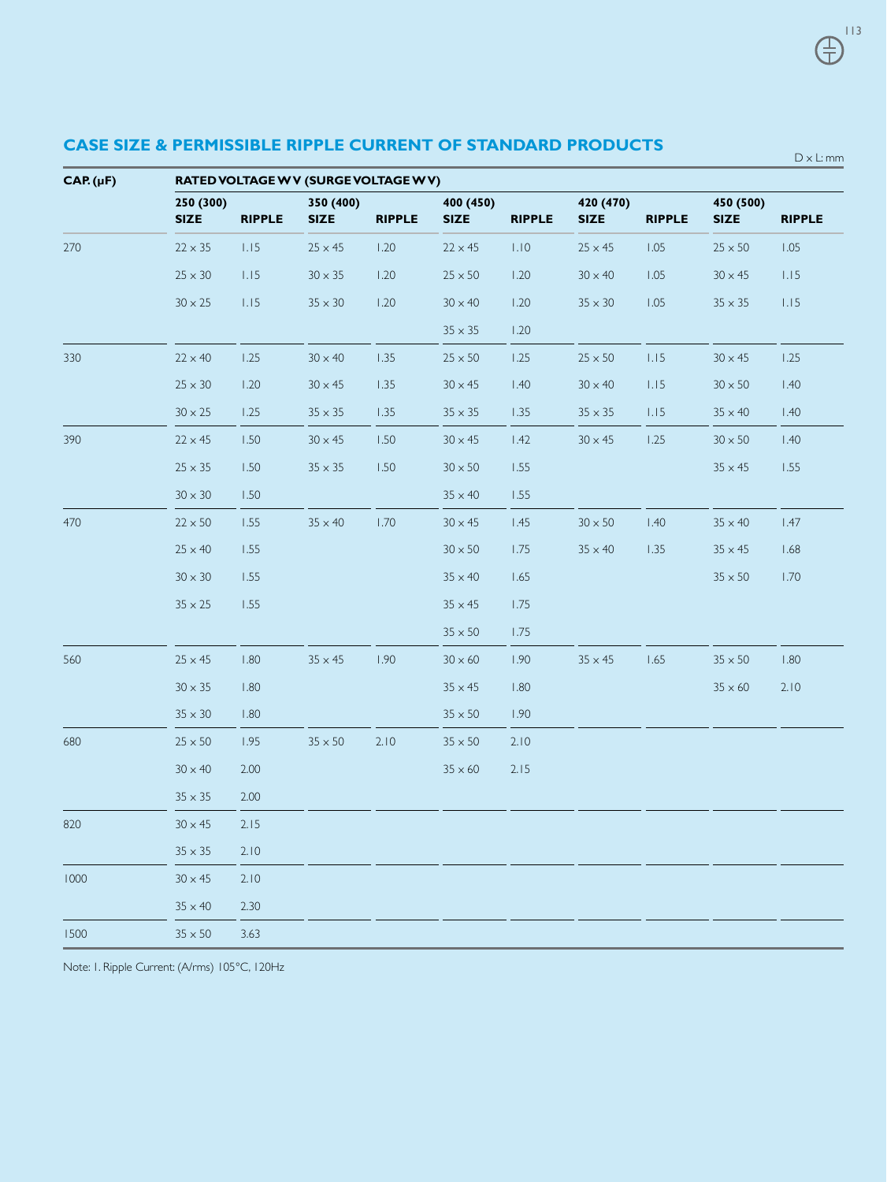## CASE SIZE & PERMISSIBLE RIPPLE CURRENT OF STANDARD PRODUCTS

D x L: mm

| CAP. (μF) | RATED VOLTAGE WV (SURGE VOLTAGE WV) | | | | | | | | | |
|---|---|---|---|---|---|---|---|---|---|---|
| | 250 (300) | | 350 (400) | | 400 (450) | | 420 (470) | | 450 (500) | |
| | SIZE | RIPPLE | SIZE | RIPPLE | SIZE | RIPPLE | SIZE | RIPPLE | SIZE | RIPPLE |
| 270 | 22 x 35 | 1.15 | 25 x 45 | 1.20 | 22 x 45 | 1.10 | 25 x 45 | 1.05 | 25 x 50 | 1.05 |
| | 25 x 30 | 1.15 | 30 x 35 | 1.20 | 25 x 50 | 1.20 | 30 x 40 | 1.05 | 30 x 45 | 1.15 |
| | 30 x 25 | 1.15 | 35 x 30 | 1.20 | 30 x 40 | 1.20 | 35 x 30 | 1.05 | 35 x 35 | 1.15 |
| | | | | | 35 x 35 | 1.20 | | | | |
| 330 | 22 x 40 | 1.25 | 30 x 40 | 1.35 | 25 x 50 | 1.25 | 25 x 50 | 1.15 | 30 x 45 | 1.25 |
| | 25 x 30 | 1.20 | 30 x 45 | 1.35 | 30 x 45 | 1.40 | 30 x 40 | 1.15 | 30 x 50 | 1.40 |
| | 30 x 25 | 1.25 | 35 x 35 | 1.35 | 35 x 35 | 1.35 | 35 x 35 | 1.15 | 35 x 40 | 1.40 |
| 390 | 22 x 45 | 1.50 | 30 x 45 | 1.50 | 30 x 45 | 1.42 | 30 x 45 | 1.25 | 30 x 50 | 1.40 |
| | 25 x 35 | 1.50 | 35 x 35 | 1.50 | 30 x 50 | 1.55 | | | 35 x 45 | 1.55 |
| | 30 x 30 | 1.50 | | | 35 x 40 | 1.55 | | | | |
| 470 | 22 x 50 | 1.55 | 35 x 40 | 1.70 | 30 x 45 | 1.45 | 30 x 50 | 1.40 | 35 x 40 | 1.47 |
| | 25 x 40 | 1.55 | | | 30 x 50 | 1.75 | 35 x 40 | 1.35 | 35 x 45 | 1.68 |
| | 30 x 30 | 1.55 | | | 35 x 40 | 1.65 | | | 35 x 50 | 1.70 |
| | 35 x 25 | 1.55 | | | 35 x 45 | 1.75 | | | | |
| | | | | | 35 x 50 | 1.75 | | | | |
| 560 | 25 x 45 | 1.80 | 35 x 45 | 1.90 | 30 x 60 | 1.90 | 35 x 45 | 1.65 | 35 x 50 | 1.80 |
| | 30 x 35 | 1.80 | | | 35 x 45 | 1.80 | | | 35 x 60 | 2.10 |
| | 35 x 30 | 1.80 | | | 35 x 50 | 1.90 | | | | |
| 680 | 25 x 50 | 1.95 | 35 x 50 | 2.10 | 35 x 50 | 2.10 | | | | |
| | 30 x 40 | 2.00 | | | 35 x 60 | 2.15 | | | | |
| | 35 x 35 | 2.00 | | | | | | | | |
| 820 | 30 x 45 | 2.15 | | | | | | | | |
| | 35 x 35 | 2.10 | | | | | | | | |
| 1000 | 30 x 45 | 2.10 | | | | | | | | |
| | 35 x 40 | 2.30 | | | | | | | | |
| 1500 | 35 x 50 | 3.63 | | | | | | | | |

Note: 1. Ripple Current: (A/rms) 105°C, 120Hz